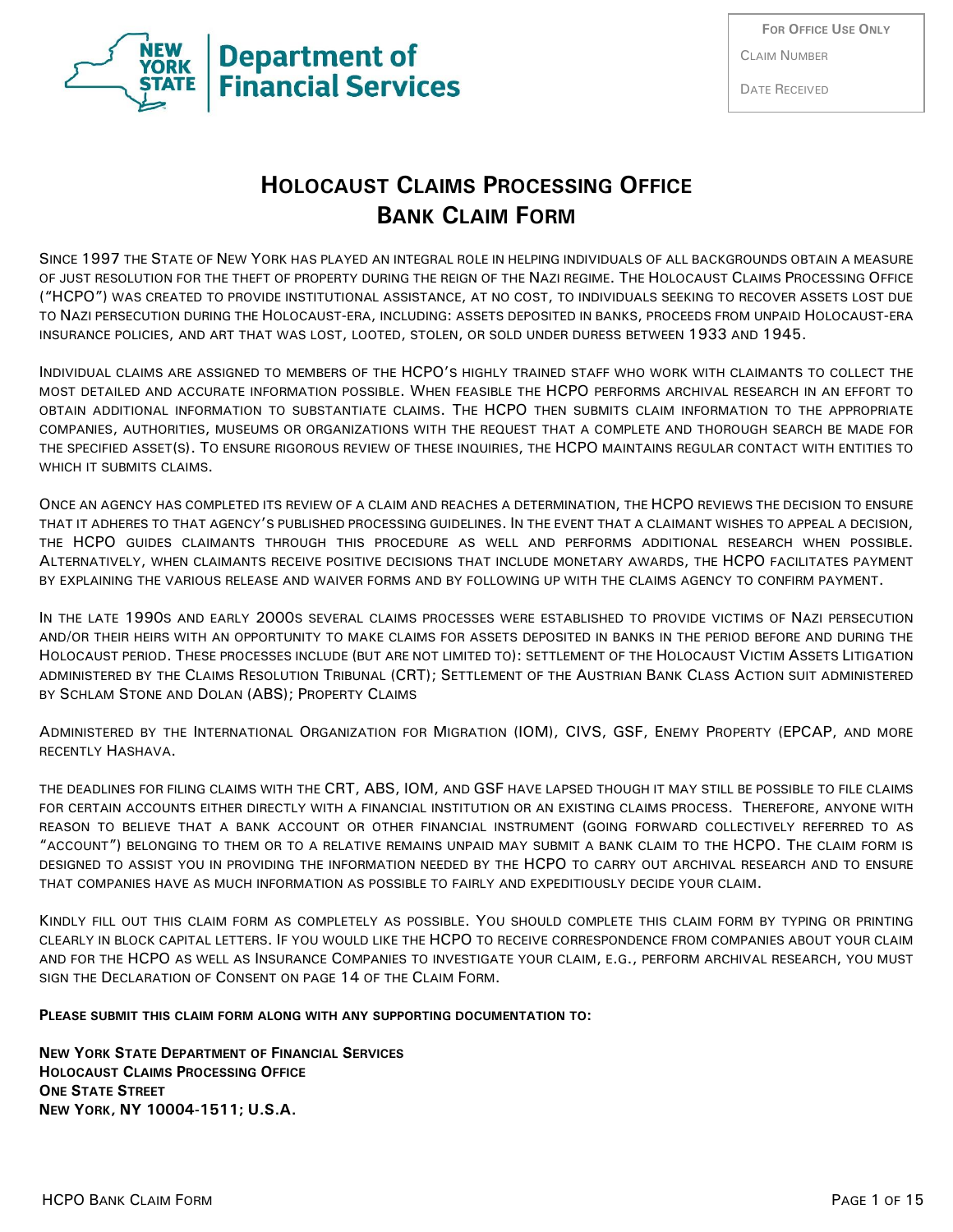New York State Department of Financial Services

| For Office Use Only |
| --- |
| Claim Number |
| Date Received |

# Holocaust Claims Processing Office
# Bank Claim Form

Since 1997 the State of New York has played an integral role in helping individuals of all backgrounds obtain a measure of just resolution for the theft of property during the reign of the Nazi regime. The Holocaust Claims Processing Office ("HCPO") was created to provide institutional assistance, at no cost, to individuals seeking to recover assets lost due to Nazi persecution during the Holocaust-era, including: assets deposited in banks, proceeds from unpaid Holocaust-era insurance policies, and art that was lost, looted, stolen, or sold under duress between 1933 and 1945.

Individual claims are assigned to members of the HCPO's highly trained staff who work with claimants to collect the most detailed and accurate information possible. When feasible the HCPO performs archival research in an effort to obtain additional information to substantiate claims. The HCPO then submits claim information to the appropriate companies, authorities, museums or organizations with the request that a complete and thorough search be made for the specified asset(s). To ensure rigorous review of these inquiries, the HCPO maintains regular contact with entities to which it submits claims.

Once an agency has completed its review of a claim and reaches a determination, the HCPO reviews the decision to ensure that it adheres to that agency's published processing guidelines. In the event that a claimant wishes to appeal a decision, the HCPO guides claimants through this procedure as well and performs additional research when possible. Alternatively, when claimants receive positive decisions that include monetary awards, the HCPO facilitates payment by explaining the various release and waiver forms and by following up with the claims agency to confirm payment.

In the late 1990s and early 2000s several claims processes were established to provide victims of Nazi persecution and/or their heirs with an opportunity to make claims for assets deposited in banks in the period before and during the Holocaust period. These processes include (but are not limited to): settlement of the Holocaust Victim Assets Litigation administered by the Claims Resolution Tribunal (CRT); Settlement of the Austrian Bank Class Action suit administered by Schlam Stone and Dolan (ABS); Property Claims

Administered by the International Organization for Migration (IOM), CIVS, GSF, Enemy Property (EPCAP, and more recently Hashava.

The deadlines for filing claims with the CRT, ABS, IOM, and GSF have lapsed though it may still be possible to file claims for certain accounts either directly with a financial institution or an existing claims process. Therefore, anyone with reason to believe that a bank account or other financial instrument (going forward collectively referred to as "account") belonging to them or to a relative remains unpaid may submit a bank claim to the HCPO. The claim form is designed to assist you in providing the information needed by the HCPO to carry out archival research and to ensure that companies have as much information as possible to fairly and expeditiously decide your claim.

Kindly fill out this claim form as completely as possible. You should complete this claim form by typing or printing clearly in block capital letters. If you would like the HCPO to receive correspondence from companies about your claim and for the HCPO as well as Insurance Companies to investigate your claim, e.g., perform archival research, you must sign the Declaration of Consent on page 14 of the Claim Form.

**Please submit this claim form along with any supporting documentation to:**

**New York State Department of Financial Services**
**Holocaust Claims Processing Office**
**One State Street**
**New York, NY 10004-1511; U.S.A.**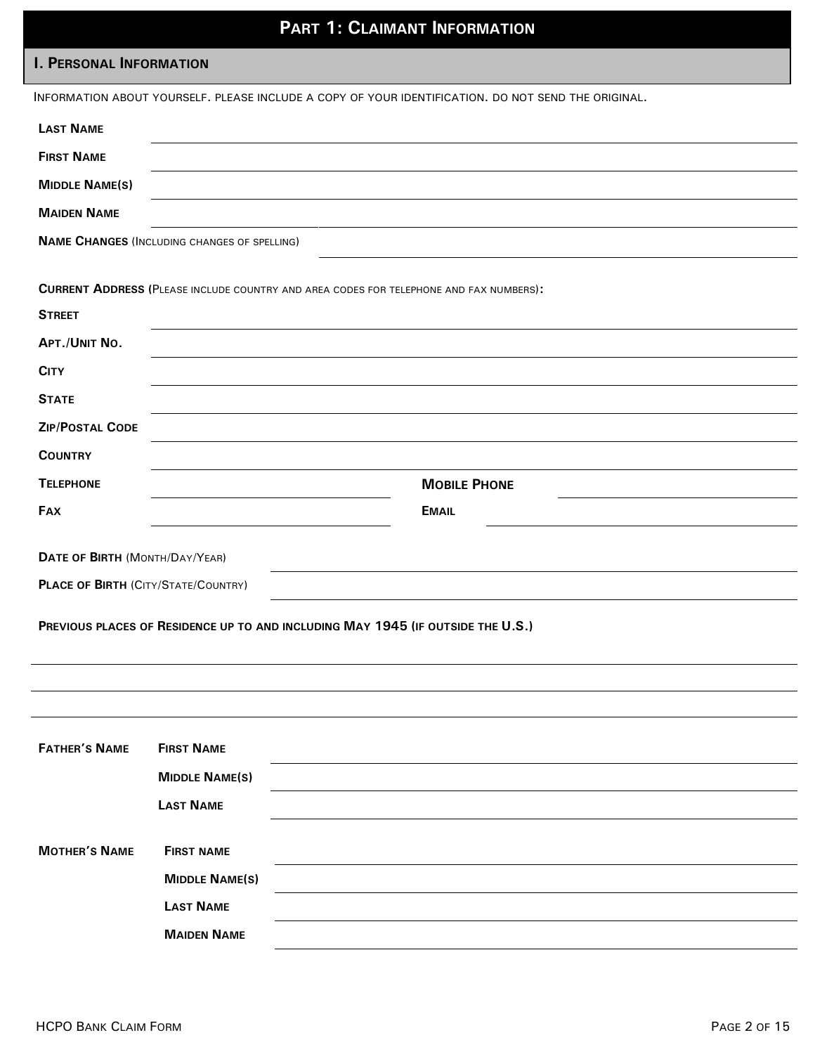# Part 1: Claimant Information

## I. Personal Information

Information about yourself. Please include a copy of your identification. Do not send the original.

**Last Name** ______________________________

**First Name** ______________________________

**Middle Name(s)** ______________________________

**Maiden Name** ______________________________

**Name Changes** (Including changes of spelling) ______________________________

**Current Address** (Please include country and area codes for telephone and fax numbers)**:**

**Street** ______________________________

**Apt./Unit No.** ______________________________

**City** ______________________________

**State** ______________________________

**Zip/Postal Code** ______________________________

**Country** ______________________________

**Telephone** ______________________________ **Mobile Phone** ______________________________

**Fax** ______________________________ **Email** ______________________________

**Date of Birth** (Month/Day/Year) ______________________________

**Place of Birth** (City/State/Country) ______________________________

**Previous places of Residence up to and including May 1945 (if outside the U.S.)**

______________________________

______________________________

______________________________

**Father's Name**

**First Name** ______________________________

**Middle Name(s)** ______________________________

**Last Name** ______________________________

**Mother's Name**

**First name** ______________________________

**Middle Name(s)** ______________________________

**Last Name** ______________________________

**Maiden Name** ______________________________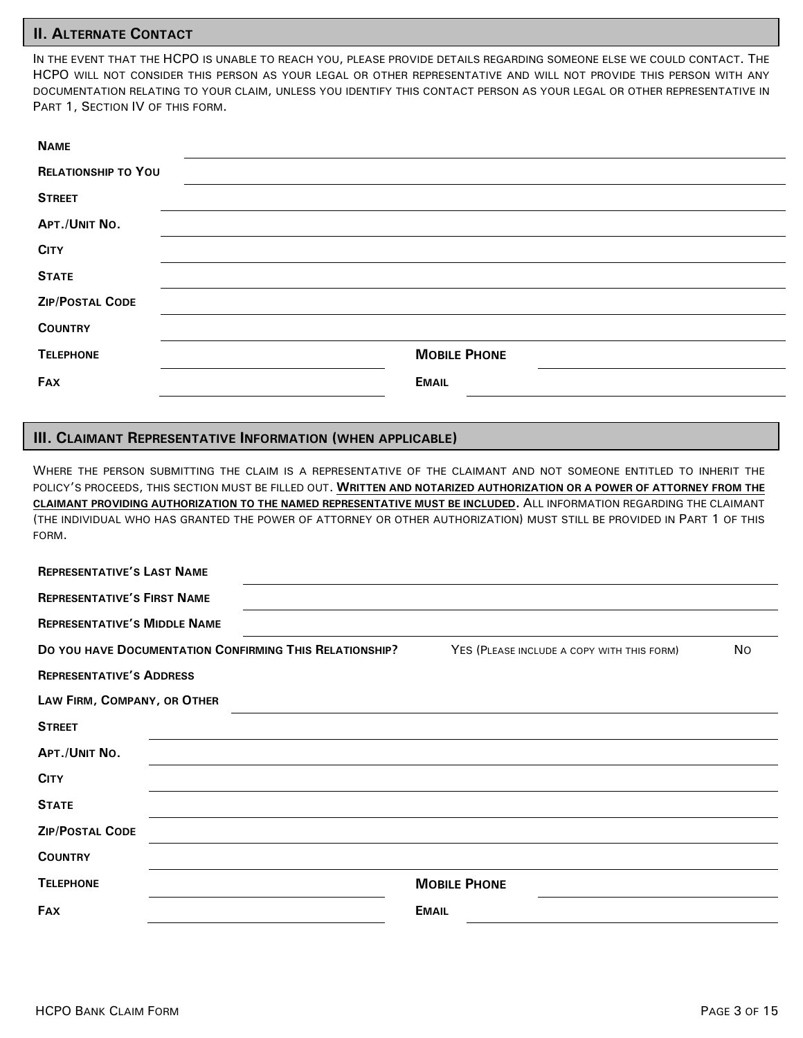## II. Alternate Contact

In the event that the HCPO is unable to reach you, please provide details regarding someone else we could contact. The HCPO will not consider this person as your legal or other representative and will not provide this person with any documentation relating to your claim, unless you identify this contact person as your legal or other representative in Part 1, Section IV of this form.

**Name** \_\_\_\_\_\_\_\_\_\_\_\_\_\_\_\_\_\_\_\_\_\_\_\_\_\_\_\_\_\_

**Relationship to You** \_\_\_\_\_\_\_\_\_\_\_\_\_\_\_\_\_\_\_\_\_\_\_\_\_\_\_\_\_\_

**Street** \_\_\_\_\_\_\_\_\_\_\_\_\_\_\_\_\_\_\_\_\_\_\_\_\_\_\_\_\_\_

**Apt./Unit No.** \_\_\_\_\_\_\_\_\_\_\_\_\_\_\_\_\_\_\_\_\_\_\_\_\_\_\_\_\_\_

**City** \_\_\_\_\_\_\_\_\_\_\_\_\_\_\_\_\_\_\_\_\_\_\_\_\_\_\_\_\_\_

**State** \_\_\_\_\_\_\_\_\_\_\_\_\_\_\_\_\_\_\_\_\_\_\_\_\_\_\_\_\_\_

**Zip/Postal Code** \_\_\_\_\_\_\_\_\_\_\_\_\_\_\_\_\_\_\_\_\_\_\_\_\_\_\_\_\_\_

**Country** \_\_\_\_\_\_\_\_\_\_\_\_\_\_\_\_\_\_\_\_\_\_\_\_\_\_\_\_\_\_

**Telephone** \_\_\_\_\_\_\_\_\_\_\_\_\_\_\_\_\_\_\_\_ **Mobile Phone** \_\_\_\_\_\_\_\_\_\_\_\_\_\_\_\_\_\_\_\_

**Fax** \_\_\_\_\_\_\_\_\_\_\_\_\_\_\_\_\_\_\_\_ **Email** \_\_\_\_\_\_\_\_\_\_\_\_\_\_\_\_\_\_\_\_

## III. Claimant Representative Information (when applicable)

Where the person submitting the claim is a representative of the claimant and not someone entitled to inherit the policy's proceeds, this section must be filled out. **Written and notarized authorization or a power of attorney from the claimant providing authorization to the named representative must be included.** All information regarding the claimant (the individual who has granted the power of attorney or other authorization) must still be provided in Part 1 of this form.

**Representative's Last Name** \_\_\_\_\_\_\_\_\_\_\_\_\_\_\_\_\_\_\_\_\_\_\_\_\_\_\_\_\_\_

**Representative's First Name** \_\_\_\_\_\_\_\_\_\_\_\_\_\_\_\_\_\_\_\_\_\_\_\_\_\_\_\_\_\_

**Representative's Middle Name** \_\_\_\_\_\_\_\_\_\_\_\_\_\_\_\_\_\_\_\_\_\_\_\_\_\_\_\_\_\_

**Do you have Documentation Confirming This Relationship?** Yes (Please include a copy with this form) No

**Representative's Address**

**Law Firm, Company, or Other** \_\_\_\_\_\_\_\_\_\_\_\_\_\_\_\_\_\_\_\_\_\_\_\_\_\_\_\_\_\_

**Street** \_\_\_\_\_\_\_\_\_\_\_\_\_\_\_\_\_\_\_\_\_\_\_\_\_\_\_\_\_\_

**Apt./Unit No.** \_\_\_\_\_\_\_\_\_\_\_\_\_\_\_\_\_\_\_\_\_\_\_\_\_\_\_\_\_\_

**City** \_\_\_\_\_\_\_\_\_\_\_\_\_\_\_\_\_\_\_\_\_\_\_\_\_\_\_\_\_\_

**State** \_\_\_\_\_\_\_\_\_\_\_\_\_\_\_\_\_\_\_\_\_\_\_\_\_\_\_\_\_\_

**Zip/Postal Code** \_\_\_\_\_\_\_\_\_\_\_\_\_\_\_\_\_\_\_\_\_\_\_\_\_\_\_\_\_\_

**Country** \_\_\_\_\_\_\_\_\_\_\_\_\_\_\_\_\_\_\_\_\_\_\_\_\_\_\_\_\_\_

**Telephone** \_\_\_\_\_\_\_\_\_\_\_\_\_\_\_\_\_\_\_\_ **Mobile Phone** \_\_\_\_\_\_\_\_\_\_\_\_\_\_\_\_\_\_\_\_

**Fax** \_\_\_\_\_\_\_\_\_\_\_\_\_\_\_\_\_\_\_\_ **Email** \_\_\_\_\_\_\_\_\_\_\_\_\_\_\_\_\_\_\_\_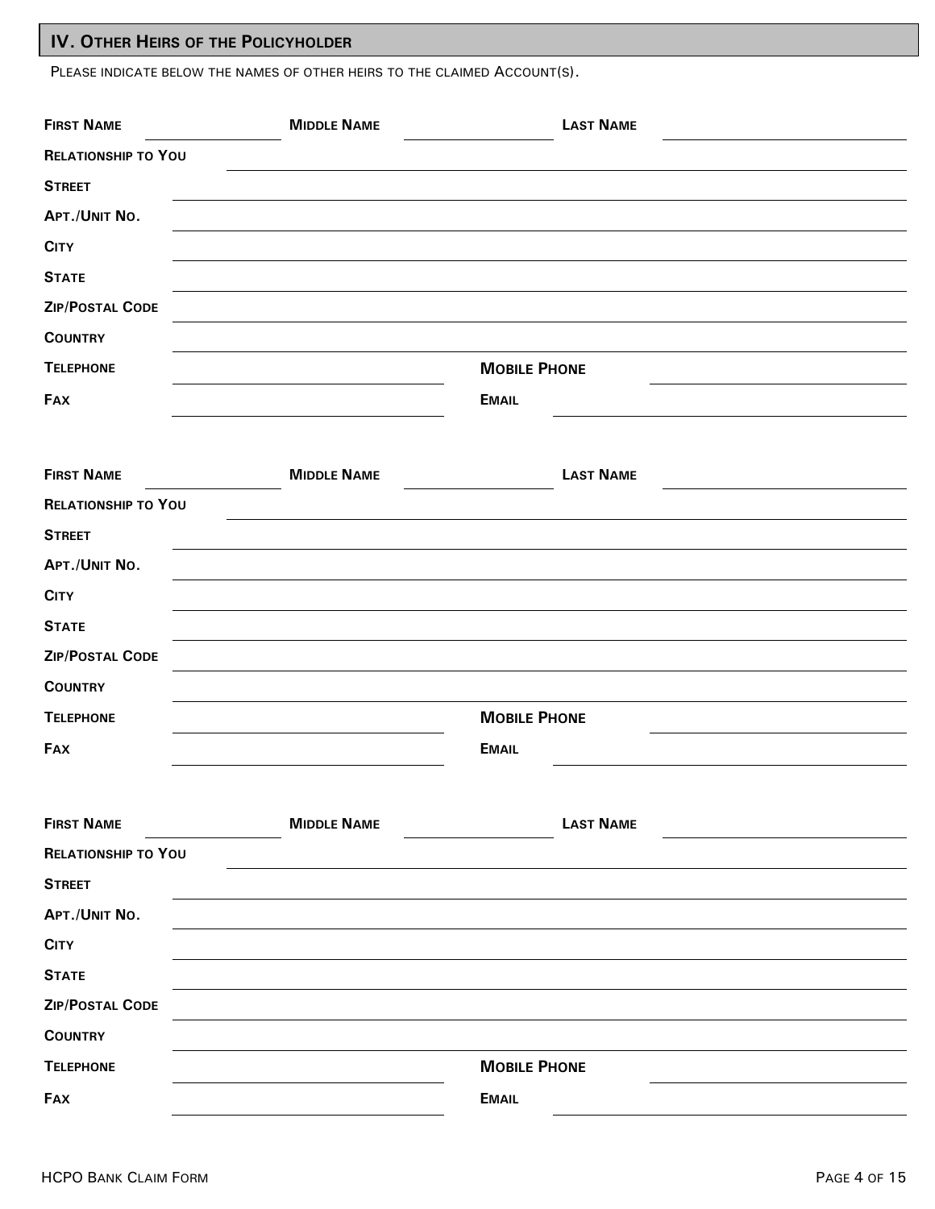## IV. Other Heirs of the Policyholder

Please indicate below the names of other heirs to the claimed Account(s).

**First Name** \_\_\_\_\_\_\_\_\_\_ **Middle Name** \_\_\_\_\_\_\_\_\_\_ **Last Name** \_\_\_\_\_\_\_\_\_\_

**Relationship to You** \_\_\_\_\_\_\_\_\_\_

**Street** \_\_\_\_\_\_\_\_\_\_

**Apt./Unit No.** \_\_\_\_\_\_\_\_\_\_

**City** \_\_\_\_\_\_\_\_\_\_

**State** \_\_\_\_\_\_\_\_\_\_

**Zip/Postal Code** \_\_\_\_\_\_\_\_\_\_

**Country** \_\_\_\_\_\_\_\_\_\_

**Telephone** \_\_\_\_\_\_\_\_\_\_ **Mobile Phone** \_\_\_\_\_\_\_\_\_\_

**Fax** \_\_\_\_\_\_\_\_\_\_ **Email** \_\_\_\_\_\_\_\_\_\_

**First Name** \_\_\_\_\_\_\_\_\_\_ **Middle Name** \_\_\_\_\_\_\_\_\_\_ **Last Name** \_\_\_\_\_\_\_\_\_\_

**Relationship to You** \_\_\_\_\_\_\_\_\_\_

**Street** \_\_\_\_\_\_\_\_\_\_

**Apt./Unit No.** \_\_\_\_\_\_\_\_\_\_

**City** \_\_\_\_\_\_\_\_\_\_

**State** \_\_\_\_\_\_\_\_\_\_

**Zip/Postal Code** \_\_\_\_\_\_\_\_\_\_

**Country** \_\_\_\_\_\_\_\_\_\_

**Telephone** \_\_\_\_\_\_\_\_\_\_ **Mobile Phone** \_\_\_\_\_\_\_\_\_\_

**Fax** \_\_\_\_\_\_\_\_\_\_ **Email** \_\_\_\_\_\_\_\_\_\_

**First Name** \_\_\_\_\_\_\_\_\_\_ **Middle Name** \_\_\_\_\_\_\_\_\_\_ **Last Name** \_\_\_\_\_\_\_\_\_\_

**Relationship to You** \_\_\_\_\_\_\_\_\_\_

**Street** \_\_\_\_\_\_\_\_\_\_

**Apt./Unit No.** \_\_\_\_\_\_\_\_\_\_

**City** \_\_\_\_\_\_\_\_\_\_

**State** \_\_\_\_\_\_\_\_\_\_

**Zip/Postal Code** \_\_\_\_\_\_\_\_\_\_

**Country** \_\_\_\_\_\_\_\_\_\_

**Telephone** \_\_\_\_\_\_\_\_\_\_ **Mobile Phone** \_\_\_\_\_\_\_\_\_\_

**Fax** \_\_\_\_\_\_\_\_\_\_ **Email** \_\_\_\_\_\_\_\_\_\_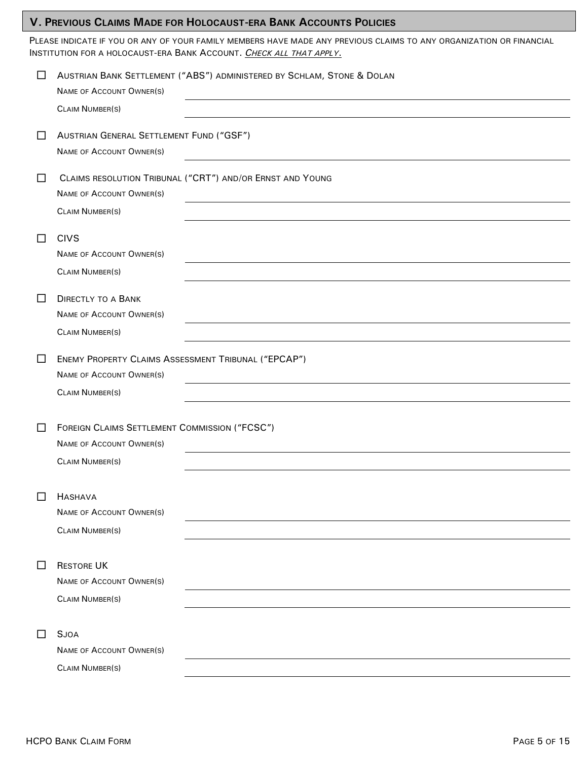## V. Previous Claims Made for Holocaust-era Bank Accounts Policies

Please indicate if you or any of your family members have made any previous claims to any organization or financial institution for a holocaust-era Bank Account. *Check all that apply.*

☐ Austrian Bank Settlement ("ABS") administered by Schlam, Stone & Dolan

Name of Account Owner(s) ______________________________

Claim Number(s) ______________________________

☐ Austrian General Settlement Fund ("GSF")

Name of Account Owner(s) ______________________________

☐ Claims resolution Tribunal ("CRT") and/or Ernst and Young

Name of Account Owner(s) ______________________________

Claim Number(s) ______________________________

☐ CIVS

Name of Account Owner(s) ______________________________

Claim Number(s) ______________________________

☐ Directly to a Bank

Name of Account Owner(s) ______________________________

Claim Number(s) ______________________________

☐ Enemy Property Claims Assessment Tribunal ("EPCAP")

Name of Account Owner(s) ______________________________

Claim Number(s) ______________________________

☐ Foreign Claims Settlement Commission ("FCSC")

Name of Account Owner(s) ______________________________

Claim Number(s) ______________________________

☐ Hashava

Name of Account Owner(s) ______________________________

Claim Number(s) ______________________________

☐ Restore UK

Name of Account Owner(s) ______________________________

Claim Number(s) ______________________________

☐ Sjoa

Name of Account Owner(s) ______________________________

Claim Number(s) ______________________________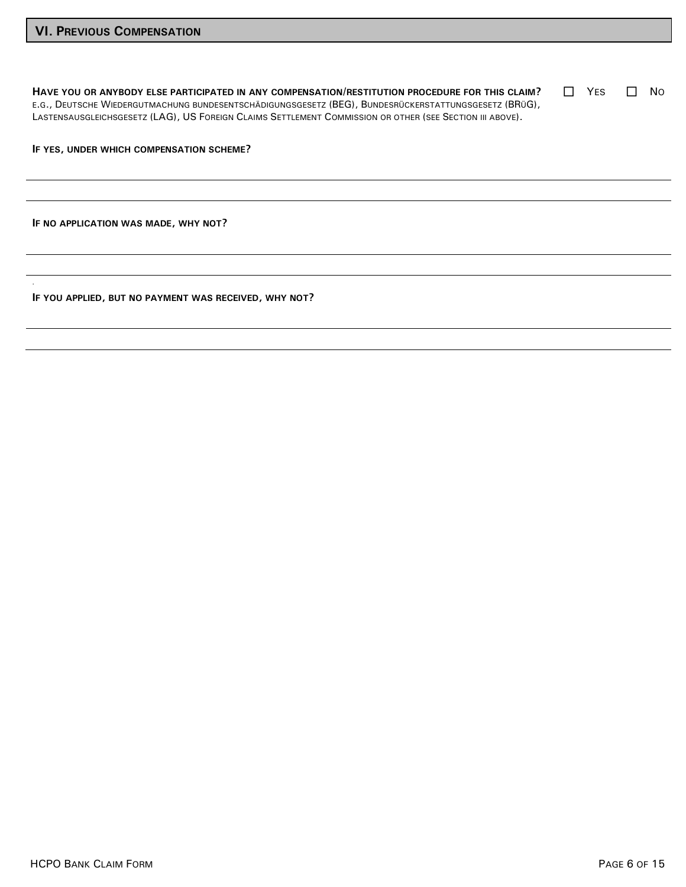## VI. Previous Compensation

**Have you or anybody else participated in any compensation/restitution procedure for this claim?** ☐ Yes ☐ No

e.g., Deutsche Wiedergutmachung bundesentschädigungsgesetz (BEG), Bundesrückerstattungsgesetz (BRüG), Lastensausgleichsgesetz (LAG), US Foreign Claims Settlement Commission or other (see Section iii above).

**If yes, under which compensation scheme?**

---

---

**If no application was made, why not?**

---

---

**If you applied, but no payment was received, why not?**

---

---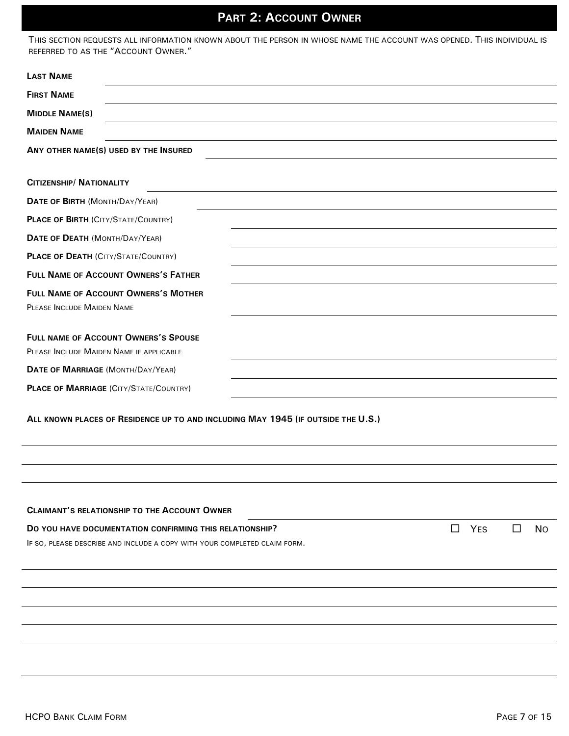## Part 2: Account Owner

This section requests all information known about the person in whose name the account was opened. This individual is referred to as the "Account Owner."

**Last Name** \_\_\_\_\_\_\_\_\_\_\_\_\_\_\_\_\_\_\_\_\_\_\_\_\_\_\_\_\_\_

**First Name** \_\_\_\_\_\_\_\_\_\_\_\_\_\_\_\_\_\_\_\_\_\_\_\_\_\_\_\_\_\_

**Middle Name(s)** \_\_\_\_\_\_\_\_\_\_\_\_\_\_\_\_\_\_\_\_\_\_\_\_\_\_\_\_\_\_

**Maiden Name** \_\_\_\_\_\_\_\_\_\_\_\_\_\_\_\_\_\_\_\_\_\_\_\_\_\_\_\_\_\_

**Any other name(s) used by the Insured** \_\_\_\_\_\_\_\_\_\_\_\_\_\_\_\_\_\_\_\_\_\_\_\_\_\_\_\_\_\_

**Citizenship/ Nationality** \_\_\_\_\_\_\_\_\_\_\_\_\_\_\_\_\_\_\_\_\_\_\_\_\_\_\_\_\_\_

**Date of Birth** (Month/Day/Year) \_\_\_\_\_\_\_\_\_\_\_\_\_\_\_\_\_\_\_\_\_\_\_\_\_\_\_\_\_\_

**Place of Birth** (City/State/Country) \_\_\_\_\_\_\_\_\_\_\_\_\_\_\_\_\_\_\_\_\_\_\_\_\_\_\_\_\_\_

**Date of Death** (Month/Day/Year) \_\_\_\_\_\_\_\_\_\_\_\_\_\_\_\_\_\_\_\_\_\_\_\_\_\_\_\_\_\_

**Place of Death** (City/State/Country) \_\_\_\_\_\_\_\_\_\_\_\_\_\_\_\_\_\_\_\_\_\_\_\_\_\_\_\_\_\_

**Full Name of Account Owners's Father** \_\_\_\_\_\_\_\_\_\_\_\_\_\_\_\_\_\_\_\_\_\_\_\_\_\_\_\_\_\_

**Full Name of Account Owners's Mother**
Please Include Maiden Name \_\_\_\_\_\_\_\_\_\_\_\_\_\_\_\_\_\_\_\_\_\_\_\_\_\_\_\_\_\_

**Full name of Account Owners's Spouse**
Please Include Maiden Name if applicable \_\_\_\_\_\_\_\_\_\_\_\_\_\_\_\_\_\_\_\_\_\_\_\_\_\_\_\_\_\_

**Date of Marriage** (Month/Day/Year) \_\_\_\_\_\_\_\_\_\_\_\_\_\_\_\_\_\_\_\_\_\_\_\_\_\_\_\_\_\_

**Place of Marriage** (City/State/Country) \_\_\_\_\_\_\_\_\_\_\_\_\_\_\_\_\_\_\_\_\_\_\_\_\_\_\_\_\_\_

**All known places of Residence up to and including May 1945 (if outside the U.S.)**

\_\_\_\_\_\_\_\_\_\_\_\_\_\_\_\_\_\_\_\_\_\_\_\_\_\_\_\_\_\_\_\_\_\_\_\_\_\_\_\_\_\_\_\_\_\_\_\_\_\_\_\_\_\_\_\_\_\_

\_\_\_\_\_\_\_\_\_\_\_\_\_\_\_\_\_\_\_\_\_\_\_\_\_\_\_\_\_\_\_\_\_\_\_\_\_\_\_\_\_\_\_\_\_\_\_\_\_\_\_\_\_\_\_\_\_\_

\_\_\_\_\_\_\_\_\_\_\_\_\_\_\_\_\_\_\_\_\_\_\_\_\_\_\_\_\_\_\_\_\_\_\_\_\_\_\_\_\_\_\_\_\_\_\_\_\_\_\_\_\_\_\_\_\_\_

**Claimant's relationship to the Account Owner** \_\_\_\_\_\_\_\_\_\_\_\_\_\_\_\_\_\_\_\_\_\_\_\_\_\_\_\_\_\_

**Do you have documentation confirming this relationship?** ☐ Yes ☐ No

If so, please describe and include a copy with your completed claim form.

\_\_\_\_\_\_\_\_\_\_\_\_\_\_\_\_\_\_\_\_\_\_\_\_\_\_\_\_\_\_\_\_\_\_\_\_\_\_\_\_\_\_\_\_\_\_\_\_\_\_\_\_\_\_\_\_\_\_

\_\_\_\_\_\_\_\_\_\_\_\_\_\_\_\_\_\_\_\_\_\_\_\_\_\_\_\_\_\_\_\_\_\_\_\_\_\_\_\_\_\_\_\_\_\_\_\_\_\_\_\_\_\_\_\_\_\_

\_\_\_\_\_\_\_\_\_\_\_\_\_\_\_\_\_\_\_\_\_\_\_\_\_\_\_\_\_\_\_\_\_\_\_\_\_\_\_\_\_\_\_\_\_\_\_\_\_\_\_\_\_\_\_\_\_\_

\_\_\_\_\_\_\_\_\_\_\_\_\_\_\_\_\_\_\_\_\_\_\_\_\_\_\_\_\_\_\_\_\_\_\_\_\_\_\_\_\_\_\_\_\_\_\_\_\_\_\_\_\_\_\_\_\_\_

\_\_\_\_\_\_\_\_\_\_\_\_\_\_\_\_\_\_\_\_\_\_\_\_\_\_\_\_\_\_\_\_\_\_\_\_\_\_\_\_\_\_\_\_\_\_\_\_\_\_\_\_\_\_\_\_\_\_

\_\_\_\_\_\_\_\_\_\_\_\_\_\_\_\_\_\_\_\_\_\_\_\_\_\_\_\_\_\_\_\_\_\_\_\_\_\_\_\_\_\_\_\_\_\_\_\_\_\_\_\_\_\_\_\_\_\_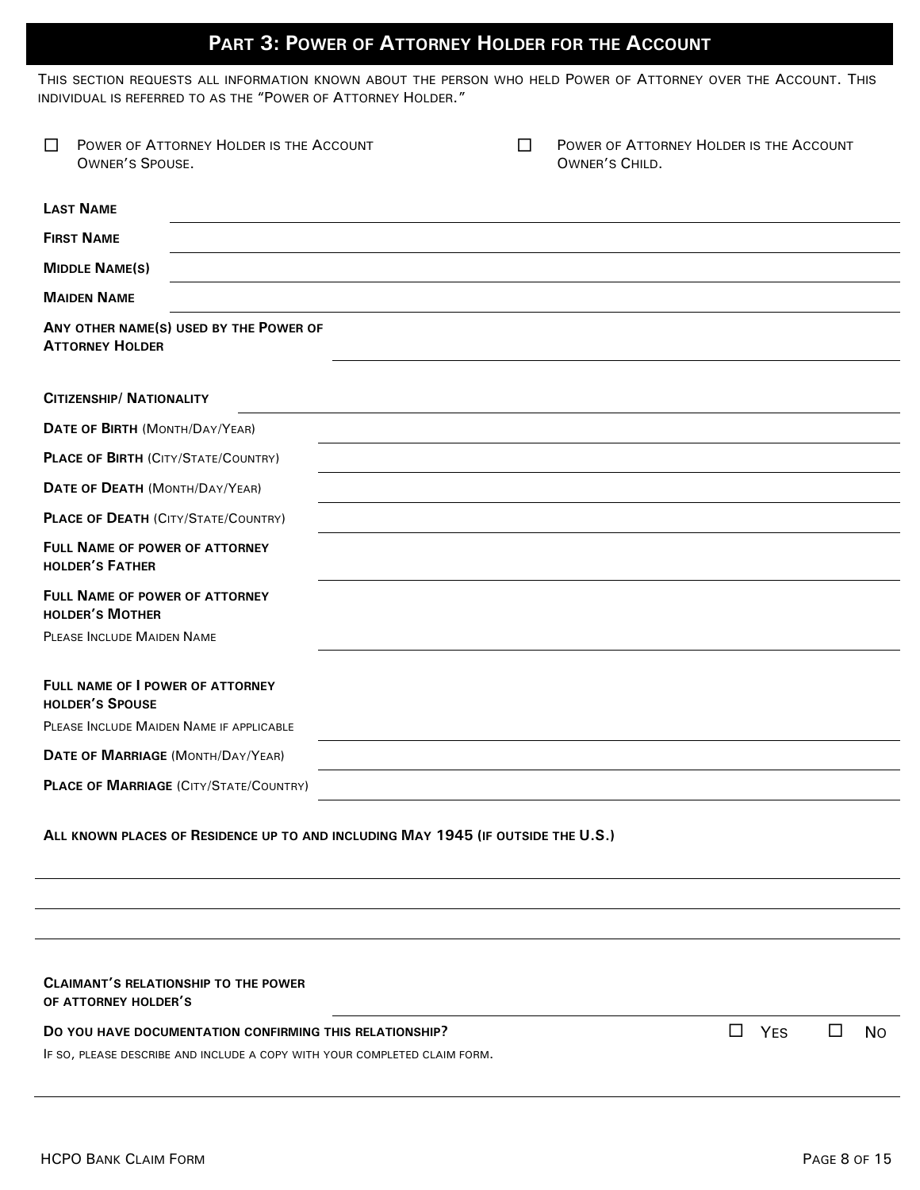## Part 3: Power of Attorney Holder for the Account

This section requests all information known about the person who held Power of Attorney over the Account. This individual is referred to as the "Power of Attorney Holder."

☐ Power of Attorney Holder is the Account Owner's Spouse.

☐ Power of Attorney Holder is the Account Owner's Child.

**Last Name** \_\_\_\_\_\_\_\_\_\_\_\_\_\_\_\_\_\_\_\_

**First Name** \_\_\_\_\_\_\_\_\_\_\_\_\_\_\_\_\_\_\_\_

**Middle Name(s)** \_\_\_\_\_\_\_\_\_\_\_\_\_\_\_\_\_\_\_\_

**Maiden Name** \_\_\_\_\_\_\_\_\_\_\_\_\_\_\_\_\_\_\_\_

**Any other name(s) used by the Power of Attorney Holder** \_\_\_\_\_\_\_\_\_\_\_\_\_\_\_\_\_\_\_\_

**Citizenship/ Nationality** \_\_\_\_\_\_\_\_\_\_\_\_\_\_\_\_\_\_\_\_

**Date of Birth** (Month/Day/Year) \_\_\_\_\_\_\_\_\_\_\_\_\_\_\_\_\_\_\_\_

**Place of Birth** (City/State/Country) \_\_\_\_\_\_\_\_\_\_\_\_\_\_\_\_\_\_\_\_

**Date of Death** (Month/Day/Year) \_\_\_\_\_\_\_\_\_\_\_\_\_\_\_\_\_\_\_\_

**Place of Death** (City/State/Country) \_\_\_\_\_\_\_\_\_\_\_\_\_\_\_\_\_\_\_\_

**Full Name of power of attorney holder's Father** \_\_\_\_\_\_\_\_\_\_\_\_\_\_\_\_\_\_\_\_

**Full Name of power of attorney holder's Mother**
Please Include Maiden Name \_\_\_\_\_\_\_\_\_\_\_\_\_\_\_\_\_\_\_\_

**Full name of I power of attorney holder's Spouse**
Please Include Maiden Name if applicable \_\_\_\_\_\_\_\_\_\_\_\_\_\_\_\_\_\_\_\_

**Date of Marriage** (Month/Day/Year) \_\_\_\_\_\_\_\_\_\_\_\_\_\_\_\_\_\_\_\_

**Place of Marriage** (City/State/Country) \_\_\_\_\_\_\_\_\_\_\_\_\_\_\_\_\_\_\_\_

**All known places of Residence up to and including May 1945 (if outside the U.S.)**

\_\_\_\_\_\_\_\_\_\_\_\_\_\_\_\_\_\_\_\_

\_\_\_\_\_\_\_\_\_\_\_\_\_\_\_\_\_\_\_\_

\_\_\_\_\_\_\_\_\_\_\_\_\_\_\_\_\_\_\_\_

**Claimant's relationship to the power of attorney holder's** \_\_\_\_\_\_\_\_\_\_\_\_\_\_\_\_\_\_\_\_

**Do you have documentation confirming this relationship?** ☐ Yes ☐ No

If so, please describe and include a copy with your completed claim form.

\_\_\_\_\_\_\_\_\_\_\_\_\_\_\_\_\_\_\_\_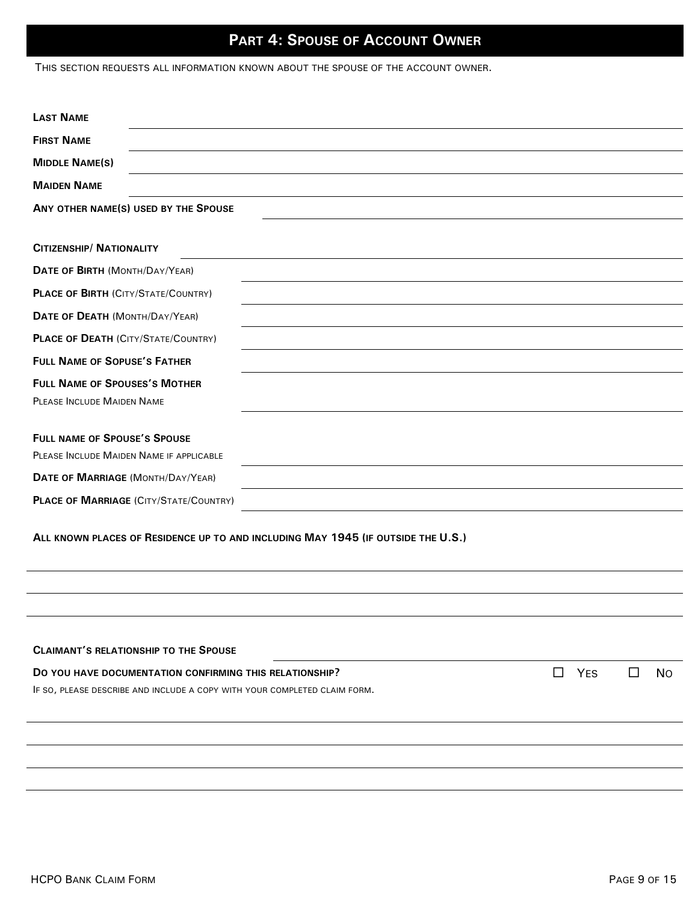## Part 4: Spouse of Account Owner

This section requests all information known about the spouse of the account owner.

**Last Name** ______________________________

**First Name** ______________________________

**Middle Name(s)** ______________________________

**Maiden Name** ______________________________

**Any other name(s) used by the Spouse** ______________________________

**Citizenship/ Nationality** ______________________________

**Date of Birth** (Month/Day/Year) ______________________________

**Place of Birth** (City/State/Country) ______________________________

**Date of Death** (Month/Day/Year) ______________________________

**Place of Death** (City/State/Country) ______________________________

**Full Name of Sopuse's Father** ______________________________

**Full Name of Spouses's Mother**
Please Include Maiden Name ______________________________

**Full name of Spouse's Spouse**
Please Include Maiden Name if applicable ______________________________

**Date of Marriage** (Month/Day/Year) ______________________________

**Place of Marriage** (City/State/Country) ______________________________

**All known places of Residence up to and including May 1945 (if outside the U.S.)**

______________________________

______________________________

______________________________

**Claimant's relationship to the Spouse** ______________________________

**Do you have documentation confirming this relationship?** ☐ Yes ☐ No

If so, please describe and include a copy with your completed claim form.

______________________________

______________________________

______________________________

______________________________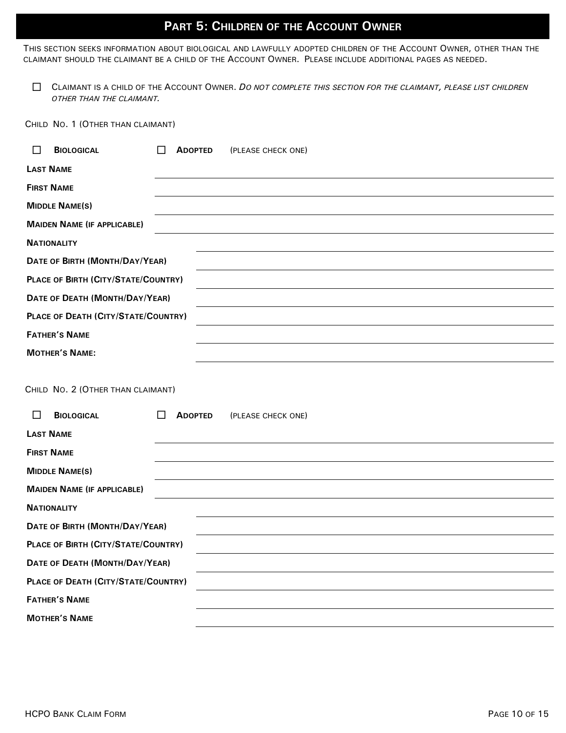# Part 5: Children of the Account Owner

This section seeks information about biological and lawfully adopted children of the Account Owner, other than the claimant should the claimant be a child of the Account Owner. Please include additional pages as needed.

☐ Claimant is a child of the Account Owner. *Do not complete this section for the claimant, please list children other than the claimant.*

Child No. 1 (Other than claimant)

☐ **Biological** ☐ **Adopted** (please check one)

**Last Name** \_\_\_\_\_\_\_\_\_\_\_\_\_\_\_\_\_\_\_\_

**First Name** \_\_\_\_\_\_\_\_\_\_\_\_\_\_\_\_\_\_\_\_

**Middle Name(s)** \_\_\_\_\_\_\_\_\_\_\_\_\_\_\_\_\_\_\_\_

**Maiden Name (if applicable)** \_\_\_\_\_\_\_\_\_\_\_\_\_\_\_\_\_\_\_\_

**Nationality** \_\_\_\_\_\_\_\_\_\_\_\_\_\_\_\_\_\_\_\_

**Date of Birth (Month/Day/Year)** \_\_\_\_\_\_\_\_\_\_\_\_\_\_\_\_\_\_\_\_

**Place of Birth (City/State/Country)** \_\_\_\_\_\_\_\_\_\_\_\_\_\_\_\_\_\_\_\_

**Date of Death (Month/Day/Year)** \_\_\_\_\_\_\_\_\_\_\_\_\_\_\_\_\_\_\_\_

**Place of Death (City/State/Country)** \_\_\_\_\_\_\_\_\_\_\_\_\_\_\_\_\_\_\_\_

**Father's Name** \_\_\_\_\_\_\_\_\_\_\_\_\_\_\_\_\_\_\_\_

**Mother's Name:** \_\_\_\_\_\_\_\_\_\_\_\_\_\_\_\_\_\_\_\_

Child No. 2 (Other than claimant)

☐ **Biological** ☐ **Adopted** (please check one)

**Last Name** \_\_\_\_\_\_\_\_\_\_\_\_\_\_\_\_\_\_\_\_

**First Name** \_\_\_\_\_\_\_\_\_\_\_\_\_\_\_\_\_\_\_\_

**Middle Name(s)** \_\_\_\_\_\_\_\_\_\_\_\_\_\_\_\_\_\_\_\_

**Maiden Name (if applicable)** \_\_\_\_\_\_\_\_\_\_\_\_\_\_\_\_\_\_\_\_

**Nationality** \_\_\_\_\_\_\_\_\_\_\_\_\_\_\_\_\_\_\_\_

**Date of Birth (Month/Day/Year)** \_\_\_\_\_\_\_\_\_\_\_\_\_\_\_\_\_\_\_\_

**Place of Birth (City/State/Country)** \_\_\_\_\_\_\_\_\_\_\_\_\_\_\_\_\_\_\_\_

**Date of Death (Month/Day/Year)** \_\_\_\_\_\_\_\_\_\_\_\_\_\_\_\_\_\_\_\_

**Place of Death (City/State/Country)** \_\_\_\_\_\_\_\_\_\_\_\_\_\_\_\_\_\_\_\_

**Father's Name** \_\_\_\_\_\_\_\_\_\_\_\_\_\_\_\_\_\_\_\_

**Mother's Name** \_\_\_\_\_\_\_\_\_\_\_\_\_\_\_\_\_\_\_\_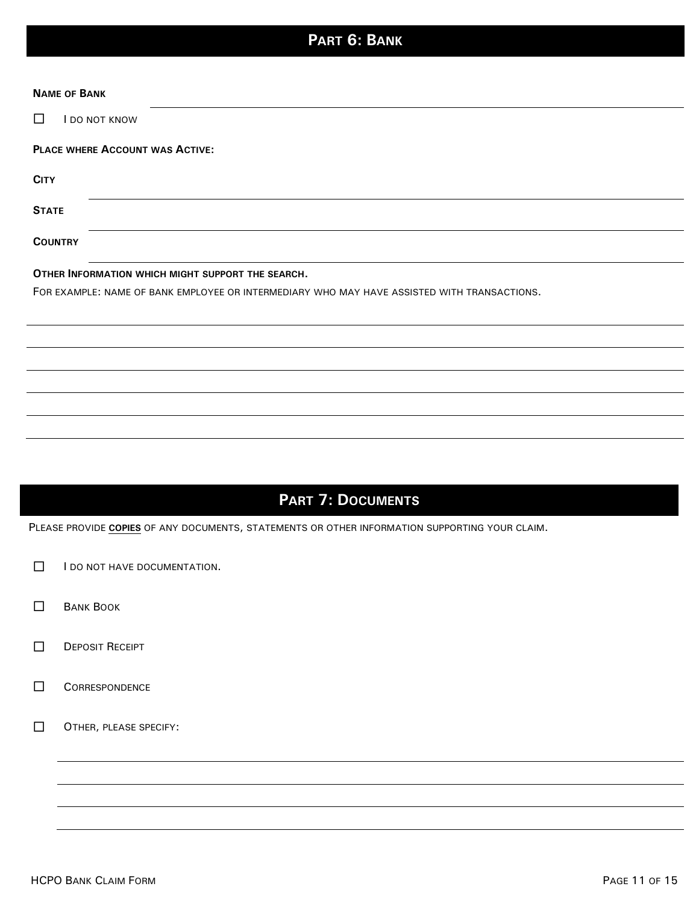## PART 6: BANK

**NAME OF BANK** \_\_\_\_\_\_\_\_\_\_\_\_\_\_\_\_\_\_\_\_\_\_\_\_\_\_\_\_\_\_\_\_\_\_\_\_\_\_\_\_

☐ I DO NOT KNOW

**PLACE WHERE ACCOUNT WAS ACTIVE:**

**CITY** \_\_\_\_\_\_\_\_\_\_\_\_\_\_\_\_\_\_\_\_\_\_\_\_\_\_\_\_\_\_\_\_\_\_\_\_\_\_\_\_

**STATE** \_\_\_\_\_\_\_\_\_\_\_\_\_\_\_\_\_\_\_\_\_\_\_\_\_\_\_\_\_\_\_\_\_\_\_\_\_\_\_\_

**COUNTRY** \_\_\_\_\_\_\_\_\_\_\_\_\_\_\_\_\_\_\_\_\_\_\_\_\_\_\_\_\_\_\_\_\_\_\_\_\_\_\_\_

**OTHER INFORMATION WHICH MIGHT SUPPORT THE SEARCH.**

FOR EXAMPLE: NAME OF BANK EMPLOYEE OR INTERMEDIARY WHO MAY HAVE ASSISTED WITH TRANSACTIONS.

\_\_\_\_\_\_\_\_\_\_\_\_\_\_\_\_\_\_\_\_\_\_\_\_\_\_\_\_\_\_\_\_\_\_\_\_\_\_\_\_\_\_\_\_\_\_\_\_\_\_\_\_

\_\_\_\_\_\_\_\_\_\_\_\_\_\_\_\_\_\_\_\_\_\_\_\_\_\_\_\_\_\_\_\_\_\_\_\_\_\_\_\_\_\_\_\_\_\_\_\_\_\_\_\_

\_\_\_\_\_\_\_\_\_\_\_\_\_\_\_\_\_\_\_\_\_\_\_\_\_\_\_\_\_\_\_\_\_\_\_\_\_\_\_\_\_\_\_\_\_\_\_\_\_\_\_\_

\_\_\_\_\_\_\_\_\_\_\_\_\_\_\_\_\_\_\_\_\_\_\_\_\_\_\_\_\_\_\_\_\_\_\_\_\_\_\_\_\_\_\_\_\_\_\_\_\_\_\_\_

\_\_\_\_\_\_\_\_\_\_\_\_\_\_\_\_\_\_\_\_\_\_\_\_\_\_\_\_\_\_\_\_\_\_\_\_\_\_\_\_\_\_\_\_\_\_\_\_\_\_\_\_

## PART 7: DOCUMENTS

PLEASE PROVIDE **COPIES** OF ANY DOCUMENTS, STATEMENTS OR OTHER INFORMATION SUPPORTING YOUR CLAIM.

☐ I DO NOT HAVE DOCUMENTATION.

☐ BANK BOOK

☐ DEPOSIT RECEIPT

☐ CORRESPONDENCE

☐ OTHER, PLEASE SPECIFY:

\_\_\_\_\_\_\_\_\_\_\_\_\_\_\_\_\_\_\_\_\_\_\_\_\_\_\_\_\_\_\_\_\_\_\_\_\_\_\_\_\_\_\_\_\_\_\_\_\_\_\_\_

\_\_\_\_\_\_\_\_\_\_\_\_\_\_\_\_\_\_\_\_\_\_\_\_\_\_\_\_\_\_\_\_\_\_\_\_\_\_\_\_\_\_\_\_\_\_\_\_\_\_\_\_

\_\_\_\_\_\_\_\_\_\_\_\_\_\_\_\_\_\_\_\_\_\_\_\_\_\_\_\_\_\_\_\_\_\_\_\_\_\_\_\_\_\_\_\_\_\_\_\_\_\_\_\_

\_\_\_\_\_\_\_\_\_\_\_\_\_\_\_\_\_\_\_\_\_\_\_\_\_\_\_\_\_\_\_\_\_\_\_\_\_\_\_\_\_\_\_\_\_\_\_\_\_\_\_\_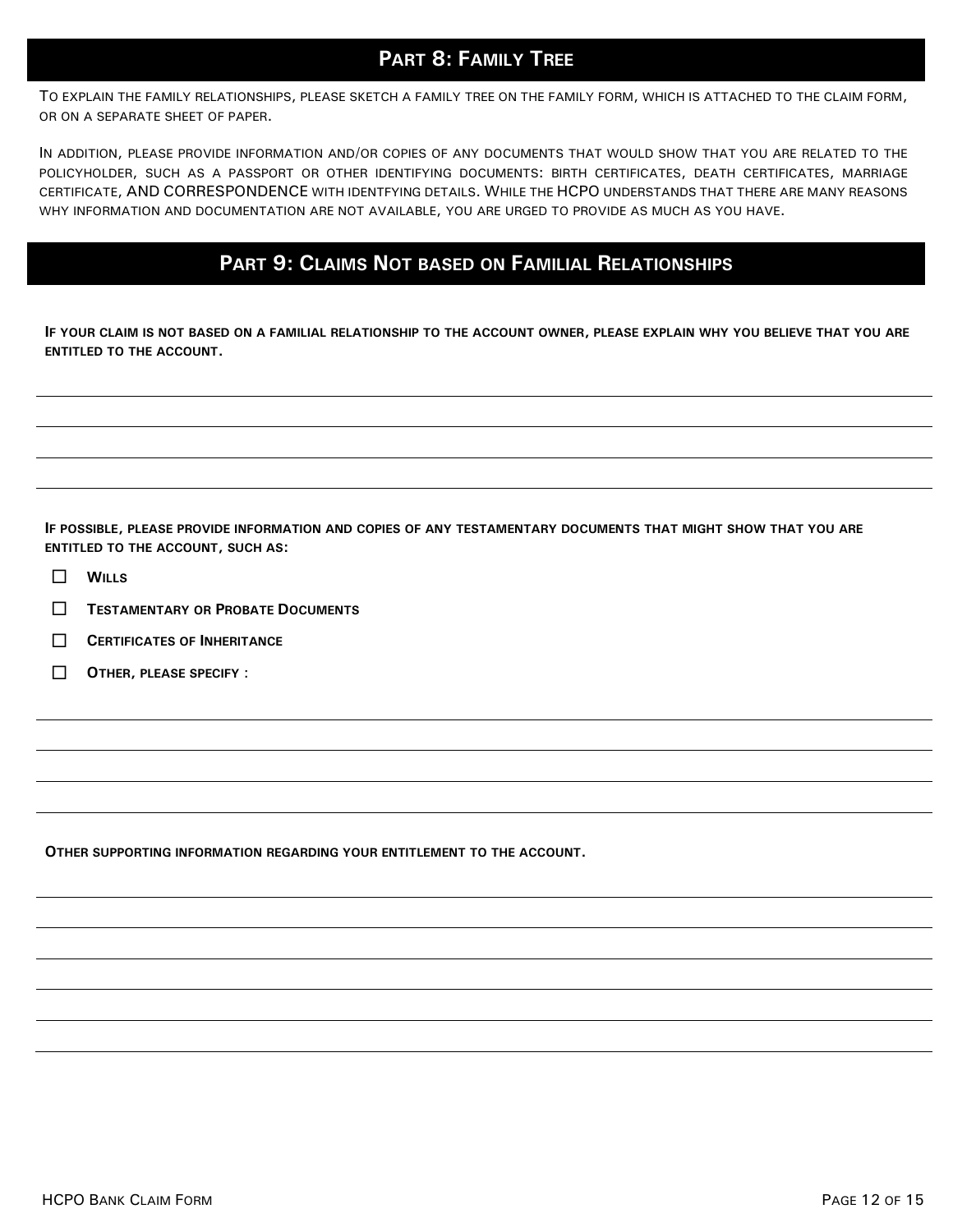## Part 8: Family Tree

To explain the family relationships, please sketch a family tree on the family form, which is attached to the claim form, or on a separate sheet of paper.

In addition, please provide information and/or copies of any documents that would show that you are related to the policyholder, such as a passport or other identifying documents: birth certificates, death certificates, marriage certificate, AND CORRESPONDENCE with identfying details. While the HCPO understands that there are many reasons why information and documentation are not available, you are urged to provide as much as you have.

## Part 9: Claims Not based on Familial Relationships

**If your claim is not based on a familial relationship to the account owner, please explain why you believe that you are entitled to the account.**

\_\_\_\_\_\_\_\_\_\_\_\_\_\_\_\_\_\_\_\_\_\_\_\_\_\_\_\_\_\_\_\_\_\_\_\_\_\_\_\_\_\_\_\_\_\_\_\_\_\_\_\_\_\_\_\_\_\_\_\_\_\_\_\_\_\_\_\_\_\_\_\_

\_\_\_\_\_\_\_\_\_\_\_\_\_\_\_\_\_\_\_\_\_\_\_\_\_\_\_\_\_\_\_\_\_\_\_\_\_\_\_\_\_\_\_\_\_\_\_\_\_\_\_\_\_\_\_\_\_\_\_\_\_\_\_\_\_\_\_\_\_\_\_\_

\_\_\_\_\_\_\_\_\_\_\_\_\_\_\_\_\_\_\_\_\_\_\_\_\_\_\_\_\_\_\_\_\_\_\_\_\_\_\_\_\_\_\_\_\_\_\_\_\_\_\_\_\_\_\_\_\_\_\_\_\_\_\_\_\_\_\_\_\_\_\_\_

\_\_\_\_\_\_\_\_\_\_\_\_\_\_\_\_\_\_\_\_\_\_\_\_\_\_\_\_\_\_\_\_\_\_\_\_\_\_\_\_\_\_\_\_\_\_\_\_\_\_\_\_\_\_\_\_\_\_\_\_\_\_\_\_\_\_\_\_\_\_\_\_

**If possible, please provide information and copies of any testamentary documents that might show that you are entitled to the account, such as:**

- ☐ **Wills**
- ☐ **Testamentary or Probate Documents**
- ☐ **Certificates of Inheritance**
- ☐ **Other, please specify :**

\_\_\_\_\_\_\_\_\_\_\_\_\_\_\_\_\_\_\_\_\_\_\_\_\_\_\_\_\_\_\_\_\_\_\_\_\_\_\_\_\_\_\_\_\_\_\_\_\_\_\_\_\_\_\_\_\_\_\_\_\_\_\_\_\_\_\_\_\_\_\_\_

\_\_\_\_\_\_\_\_\_\_\_\_\_\_\_\_\_\_\_\_\_\_\_\_\_\_\_\_\_\_\_\_\_\_\_\_\_\_\_\_\_\_\_\_\_\_\_\_\_\_\_\_\_\_\_\_\_\_\_\_\_\_\_\_\_\_\_\_\_\_\_\_

\_\_\_\_\_\_\_\_\_\_\_\_\_\_\_\_\_\_\_\_\_\_\_\_\_\_\_\_\_\_\_\_\_\_\_\_\_\_\_\_\_\_\_\_\_\_\_\_\_\_\_\_\_\_\_\_\_\_\_\_\_\_\_\_\_\_\_\_\_\_\_\_

\_\_\_\_\_\_\_\_\_\_\_\_\_\_\_\_\_\_\_\_\_\_\_\_\_\_\_\_\_\_\_\_\_\_\_\_\_\_\_\_\_\_\_\_\_\_\_\_\_\_\_\_\_\_\_\_\_\_\_\_\_\_\_\_\_\_\_\_\_\_\_\_

**Other supporting information regarding your entitlement to the account.**

\_\_\_\_\_\_\_\_\_\_\_\_\_\_\_\_\_\_\_\_\_\_\_\_\_\_\_\_\_\_\_\_\_\_\_\_\_\_\_\_\_\_\_\_\_\_\_\_\_\_\_\_\_\_\_\_\_\_\_\_\_\_\_\_\_\_\_\_\_\_\_\_

\_\_\_\_\_\_\_\_\_\_\_\_\_\_\_\_\_\_\_\_\_\_\_\_\_\_\_\_\_\_\_\_\_\_\_\_\_\_\_\_\_\_\_\_\_\_\_\_\_\_\_\_\_\_\_\_\_\_\_\_\_\_\_\_\_\_\_\_\_\_\_\_

\_\_\_\_\_\_\_\_\_\_\_\_\_\_\_\_\_\_\_\_\_\_\_\_\_\_\_\_\_\_\_\_\_\_\_\_\_\_\_\_\_\_\_\_\_\_\_\_\_\_\_\_\_\_\_\_\_\_\_\_\_\_\_\_\_\_\_\_\_\_\_\_

\_\_\_\_\_\_\_\_\_\_\_\_\_\_\_\_\_\_\_\_\_\_\_\_\_\_\_\_\_\_\_\_\_\_\_\_\_\_\_\_\_\_\_\_\_\_\_\_\_\_\_\_\_\_\_\_\_\_\_\_\_\_\_\_\_\_\_\_\_\_\_\_

\_\_\_\_\_\_\_\_\_\_\_\_\_\_\_\_\_\_\_\_\_\_\_\_\_\_\_\_\_\_\_\_\_\_\_\_\_\_\_\_\_\_\_\_\_\_\_\_\_\_\_\_\_\_\_\_\_\_\_\_\_\_\_\_\_\_\_\_\_\_\_\_

\_\_\_\_\_\_\_\_\_\_\_\_\_\_\_\_\_\_\_\_\_\_\_\_\_\_\_\_\_\_\_\_\_\_\_\_\_\_\_\_\_\_\_\_\_\_\_\_\_\_\_\_\_\_\_\_\_\_\_\_\_\_\_\_\_\_\_\_\_\_\_\_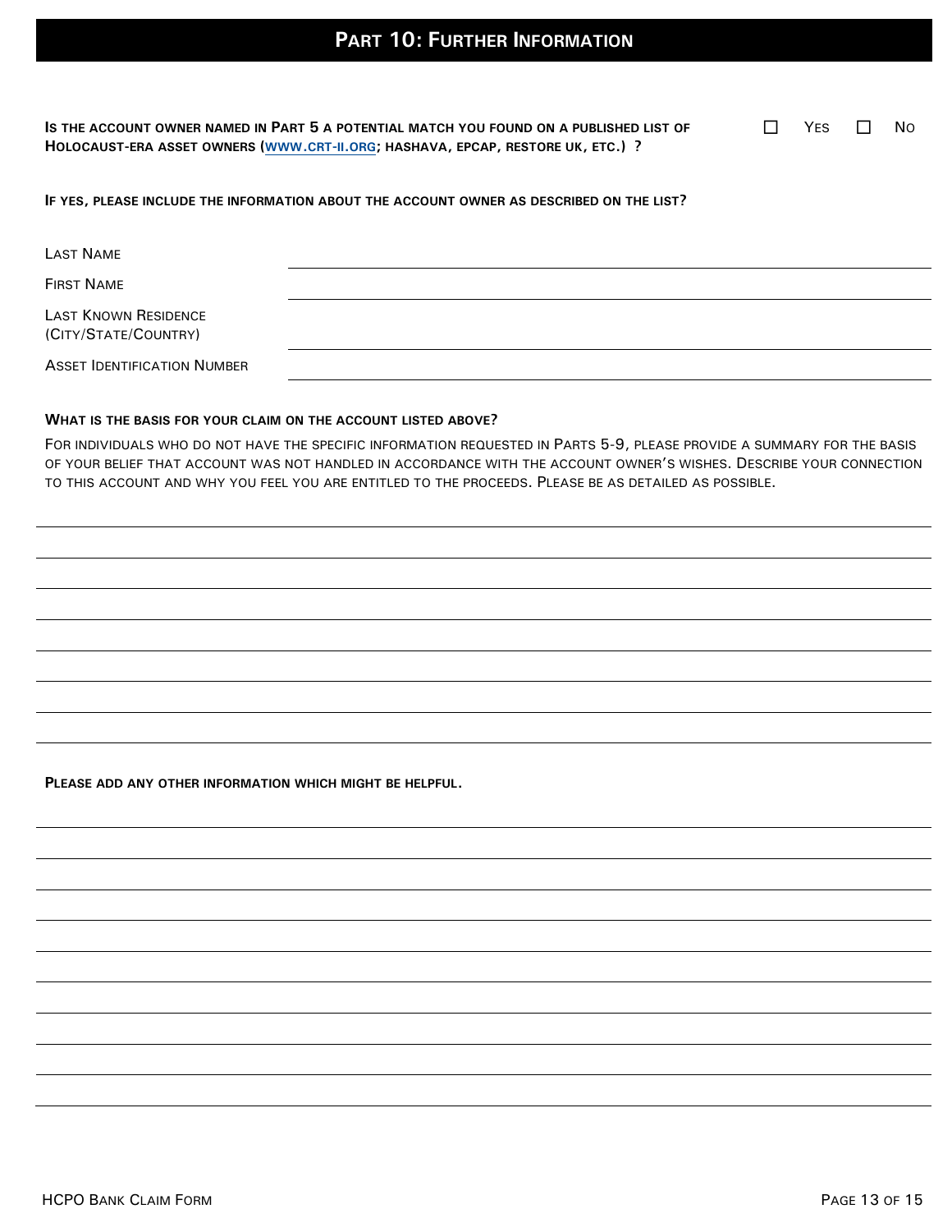# Part 10: Further Information

**Is the account owner named in Part 5 a potential match you found on a published list of Holocaust-era asset owners (www.crt-ii.org; Hashava, EPCAP, Restore UK, etc.) ?** ☐ Yes ☐ No

**If yes, please include the information about the account owner as described on the list?**

| | |
|---|---|
| Last Name | |
| First Name | |
| Last Known Residence (City/State/Country) | |
| Asset Identification Number | |

**What is the basis for your claim on the account listed above?**

For individuals who do not have the specific information requested in Parts 5-9, please provide a summary for the basis of your belief that account was not handled in accordance with the account owner's wishes. Describe your connection to this account and why you feel you are entitled to the proceeds. Please be as detailed as possible.

**Please add any other information which might be helpful.**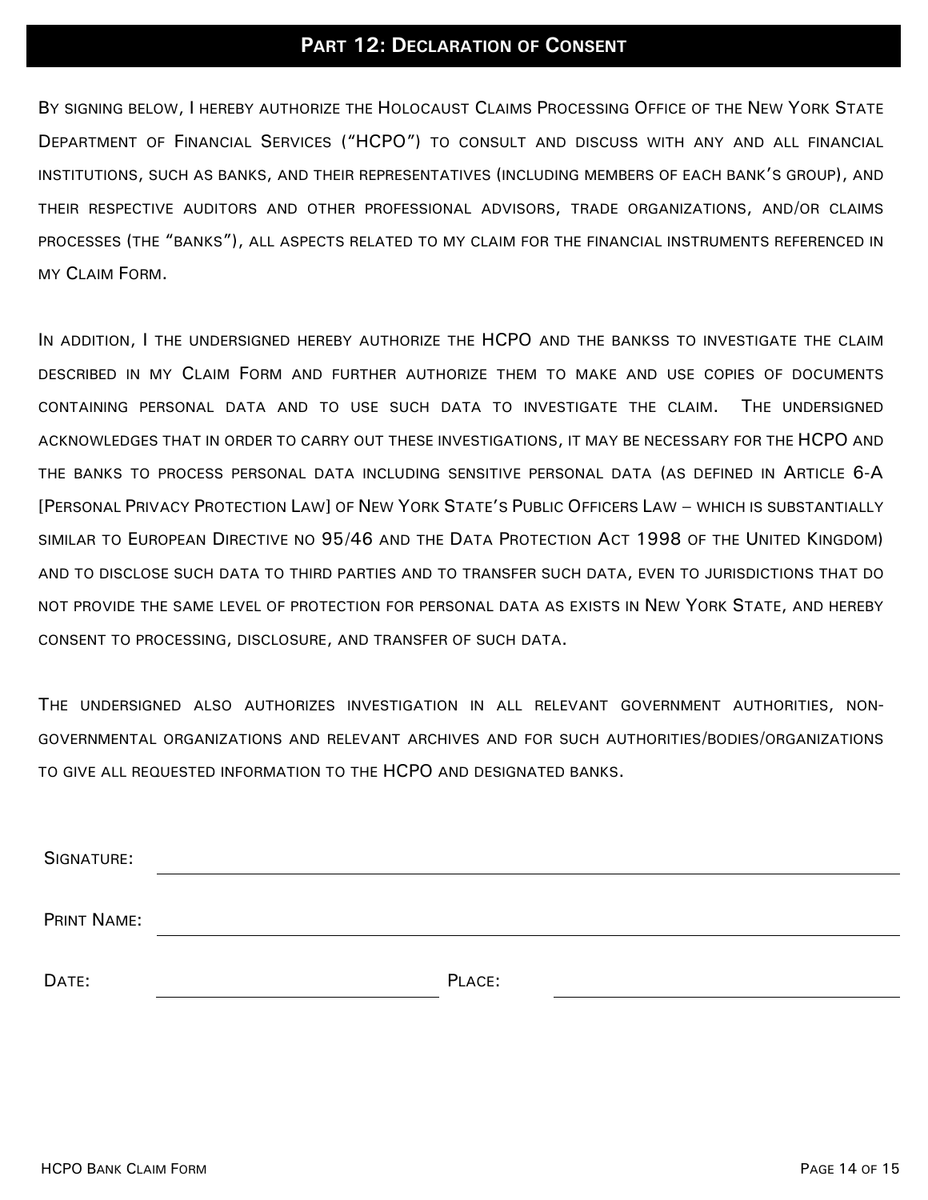## Part 12: Declaration of Consent

By signing below, I hereby authorize the Holocaust Claims Processing Office of the New York State Department of Financial Services ("HCPO") to consult and discuss with any and all financial institutions, such as banks, and their representatives (including members of each bank's group), and their respective auditors and other professional advisors, trade organizations, and/or claims processes (the "banks"), all aspects related to my claim for the financial instruments referenced in my Claim Form.

In addition, I the undersigned hereby authorize the HCPO and the bankss to investigate the claim described in my Claim Form and further authorize them to make and use copies of documents containing personal data and to use such data to investigate the claim. The undersigned acknowledges that in order to carry out these investigations, it may be necessary for the HCPO and the banks to process personal data including sensitive personal data (as defined in Article 6-A [Personal Privacy Protection Law] of New York State's Public Officers Law – which is substantially similar to European Directive no 95/46 and the Data Protection Act 1998 of the United Kingdom) and to disclose such data to third parties and to transfer such data, even to jurisdictions that do not provide the same level of protection for personal data as exists in New York State, and hereby consent to processing, disclosure, and transfer of such data.

The undersigned also authorizes investigation in all relevant government authorities, non-governmental organizations and relevant archives and for such authorities/bodies/organizations to give all requested information to the HCPO and designated banks.

Signature: ______________________________________________

Print Name: ______________________________________________

Date: ______________________ Place: ______________________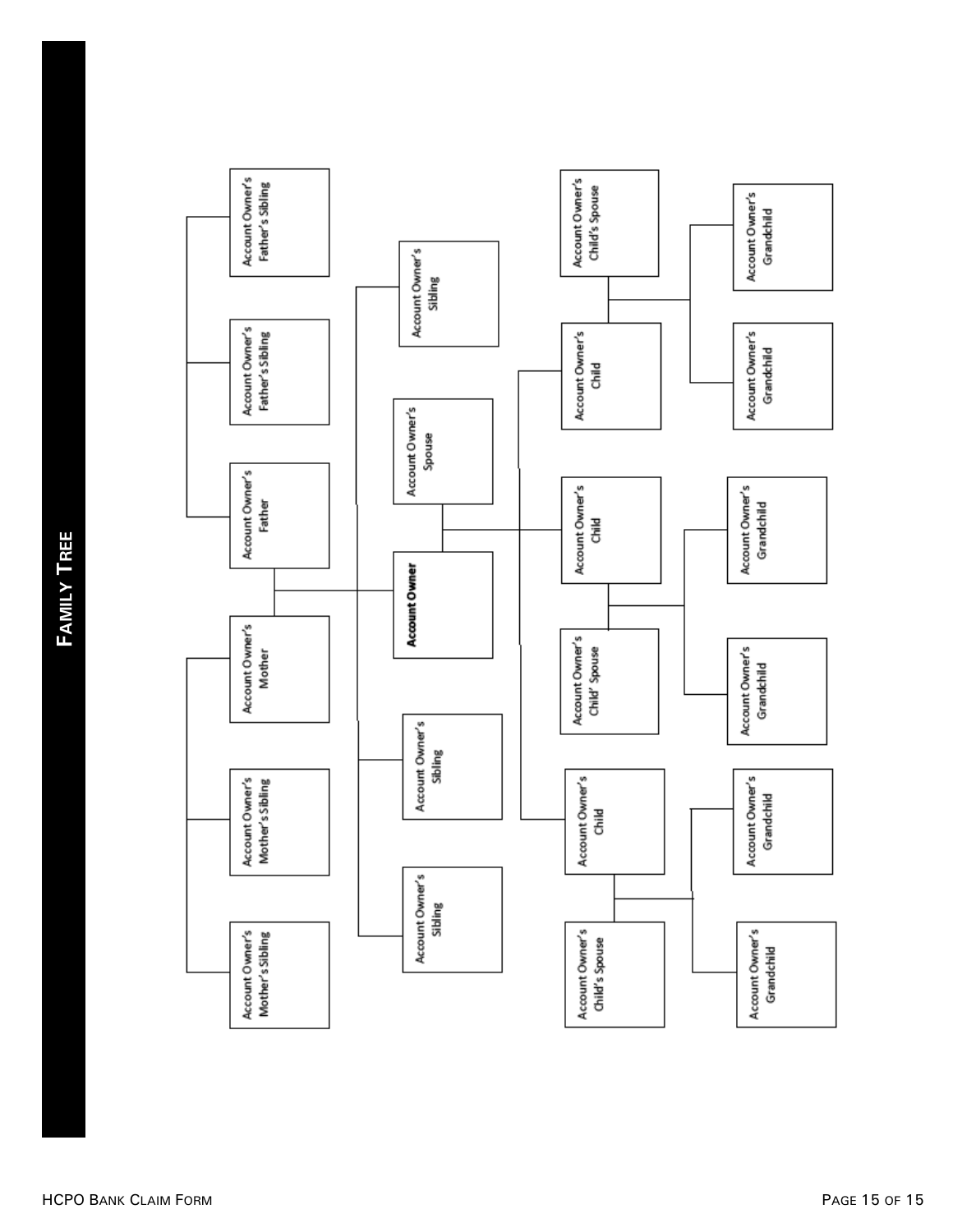# Family Tree

Account Owner's Father's Sibling

Account Owner's Father's Sibling

Account Owner's Father

Account Owner's Mother

Account Owner's Mother's Sibling

Account Owner's Mother's Sibling

Account Owner's Sibling

Account Owner's Spouse

**Account Owner**

Account Owner's Sibling

Account Owner's Sibling

Account Owner's Child's Spouse

Account Owner's Child

Account Owner's Child

Account Owner's Child' Spouse

Account Owner's Child

Account Owner's Child's Spouse

Account Owner's Grandchild

Account Owner's Grandchild

Account Owner's Grandchild

Account Owner's Grandchild

Account Owner's Grandchild

Account Owner's Grandchild